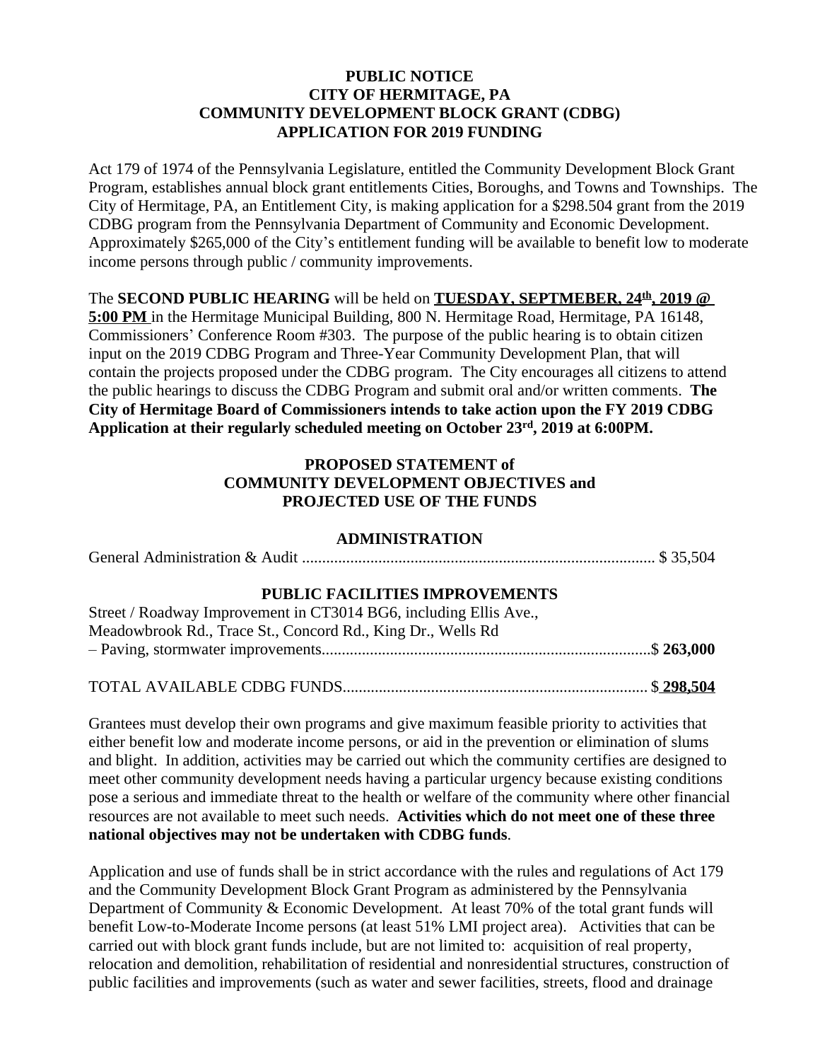**PUBLIC NOTICE**
**CITY OF HERMITAGE, PA**
**COMMUNITY DEVELOPMENT BLOCK GRANT (CDBG)**
**APPLICATION FOR 2019 FUNDING**

Act 179 of 1974 of the Pennsylvania Legislature, entitled the Community Development Block Grant Program, establishes annual block grant entitlements Cities, Boroughs, and Towns and Townships. The City of Hermitage, PA, an Entitlement City, is making application for a $298.504 grant from the 2019 CDBG program from the Pennsylvania Department of Community and Economic Development. Approximately $265,000 of the City's entitlement funding will be available to benefit low to moderate income persons through public / community improvements.

The **SECOND PUBLIC HEARING** will be held on **TUESDAY, SEPTMEBER, 24th, 2019 @ 5:00 PM** in the Hermitage Municipal Building, 800 N. Hermitage Road, Hermitage, PA 16148, Commissioners' Conference Room #303. The purpose of the public hearing is to obtain citizen input on the 2019 CDBG Program and Three-Year Community Development Plan, that will contain the projects proposed under the CDBG program. The City encourages all citizens to attend the public hearings to discuss the CDBG Program and submit oral and/or written comments. **The City of Hermitage Board of Commissioners intends to take action upon the FY 2019 CDBG Application at their regularly scheduled meeting on October 23rd, 2019 at 6:00PM.**

**PROPOSED STATEMENT of**
**COMMUNITY DEVELOPMENT OBJECTIVES and**
**PROJECTED USE OF THE FUNDS**

**ADMINISTRATION**

General Administration & Audit ........................................................................................ $ 35,504

**PUBLIC FACILITIES IMPROVEMENTS**

Street / Roadway Improvement in CT3014 BG6, including Ellis Ave., Meadowbrook Rd., Trace St., Concord Rd., King Dr., Wells Rd – Paving, stormwater improvements..................................................................................$ **263,000**

TOTAL AVAILABLE CDBG FUNDS............................................................................ $ **298,504**

Grantees must develop their own programs and give maximum feasible priority to activities that either benefit low and moderate income persons, or aid in the prevention or elimination of slums and blight. In addition, activities may be carried out which the community certifies are designed to meet other community development needs having a particular urgency because existing conditions pose a serious and immediate threat to the health or welfare of the community where other financial resources are not available to meet such needs. **Activities which do not meet one of these three national objectives may not be undertaken with CDBG funds**.

Application and use of funds shall be in strict accordance with the rules and regulations of Act 179 and the Community Development Block Grant Program as administered by the Pennsylvania Department of Community & Economic Development. At least 70% of the total grant funds will benefit Low-to-Moderate Income persons (at least 51% LMI project area). Activities that can be carried out with block grant funds include, but are not limited to: acquisition of real property, relocation and demolition, rehabilitation of residential and nonresidential structures, construction of public facilities and improvements (such as water and sewer facilities, streets, flood and drainage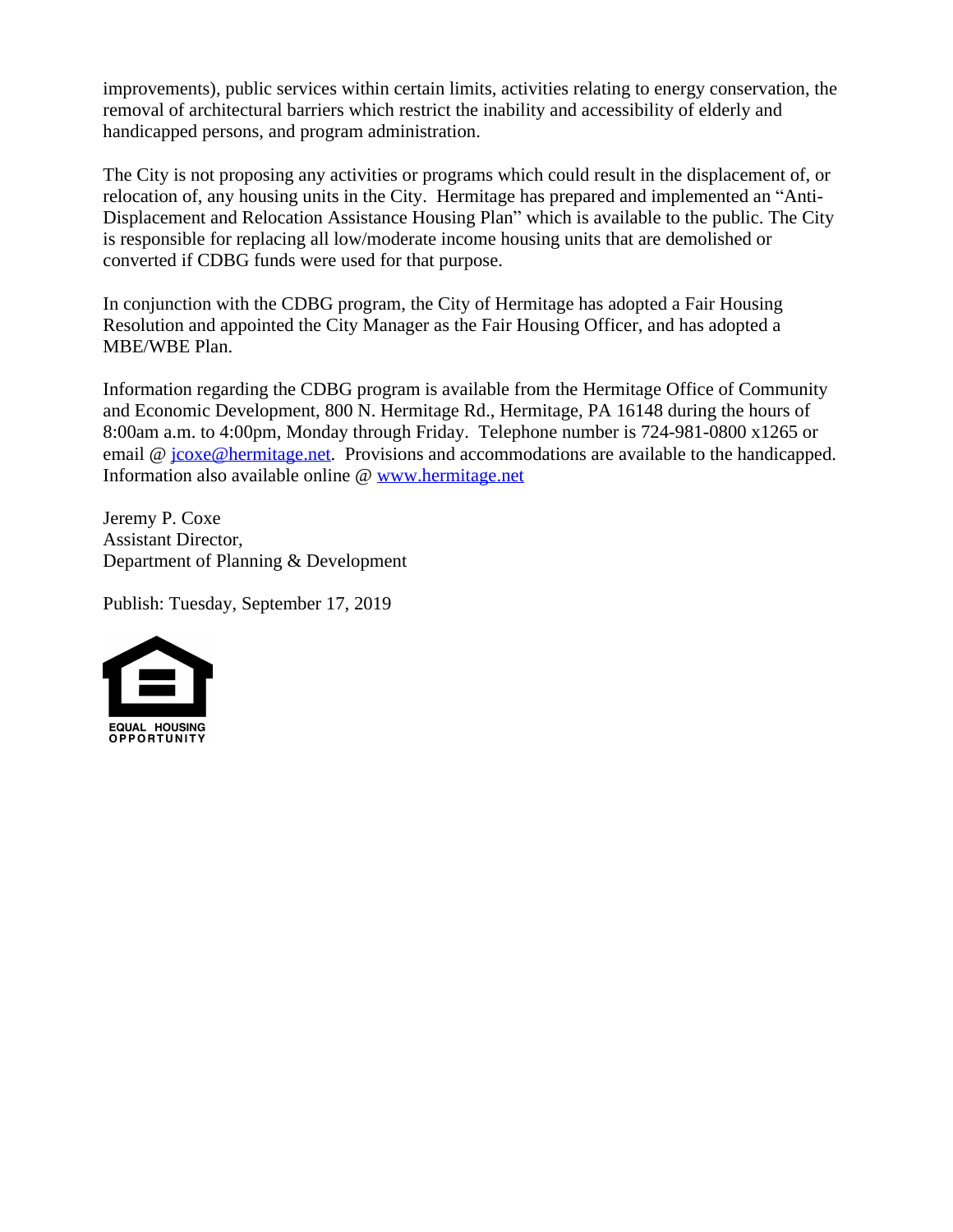improvements), public services within certain limits, activities relating to energy conservation, the removal of architectural barriers which restrict the inability and accessibility of elderly and handicapped persons, and program administration.

The City is not proposing any activities or programs which could result in the displacement of, or relocation of, any housing units in the City. Hermitage has prepared and implemented an "Anti-Displacement and Relocation Assistance Housing Plan" which is available to the public. The City is responsible for replacing all low/moderate income housing units that are demolished or converted if CDBG funds were used for that purpose.

In conjunction with the CDBG program, the City of Hermitage has adopted a Fair Housing Resolution and appointed the City Manager as the Fair Housing Officer, and has adopted a MBE/WBE Plan.

Information regarding the CDBG program is available from the Hermitage Office of Community and Economic Development, 800 N. Hermitage Rd., Hermitage, PA 16148 during the hours of 8:00am a.m. to 4:00pm, Monday through Friday. Telephone number is 724-981-0800 x1265 or email @ jcoxe@hermitage.net. Provisions and accommodations are available to the handicapped. Information also available online @ www.hermitage.net

Jeremy P. Coxe
Assistant Director,
Department of Planning & Development

Publish: Tuesday, September 17, 2019

EQUAL HOUSING
OPPORTUNITY